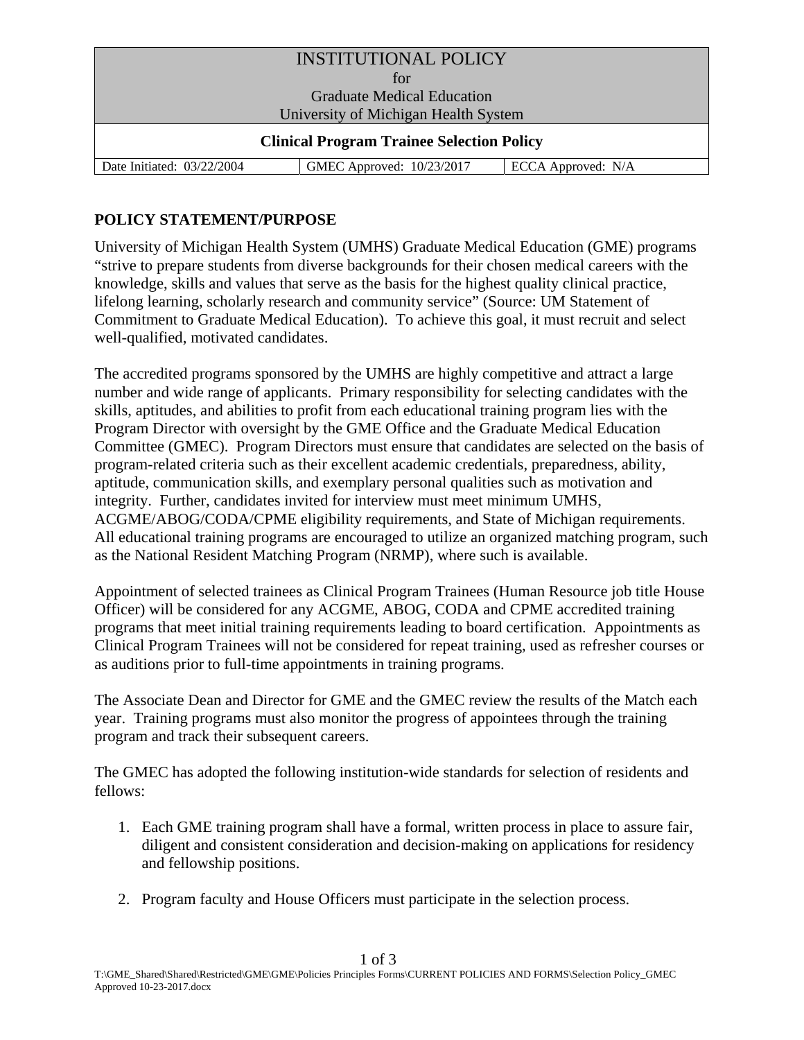# INSTITUTIONAL POLICY
for
Graduate Medical Education
University of Michigan Health System

## Clinical Program Trainee Selection Policy

| Date Initiated: 03/22/2004 | GMEC Approved: 10/23/2017 | ECCA Approved: N/A |
| --- | --- | --- |

**POLICY STATEMENT/PURPOSE**

University of Michigan Health System (UMHS) Graduate Medical Education (GME) programs "strive to prepare students from diverse backgrounds for their chosen medical careers with the knowledge, skills and values that serve as the basis for the highest quality clinical practice, lifelong learning, scholarly research and community service" (Source: UM Statement of Commitment to Graduate Medical Education). To achieve this goal, it must recruit and select well-qualified, motivated candidates.

The accredited programs sponsored by the UMHS are highly competitive and attract a large number and wide range of applicants. Primary responsibility for selecting candidates with the skills, aptitudes, and abilities to profit from each educational training program lies with the Program Director with oversight by the GME Office and the Graduate Medical Education Committee (GMEC). Program Directors must ensure that candidates are selected on the basis of program-related criteria such as their excellent academic credentials, preparedness, ability, aptitude, communication skills, and exemplary personal qualities such as motivation and integrity. Further, candidates invited for interview must meet minimum UMHS, ACGME/ABOG/CODA/CPME eligibility requirements, and State of Michigan requirements. All educational training programs are encouraged to utilize an organized matching program, such as the National Resident Matching Program (NRMP), where such is available.

Appointment of selected trainees as Clinical Program Trainees (Human Resource job title House Officer) will be considered for any ACGME, ABOG, CODA and CPME accredited training programs that meet initial training requirements leading to board certification. Appointments as Clinical Program Trainees will not be considered for repeat training, used as refresher courses or as auditions prior to full-time appointments in training programs.

The Associate Dean and Director for GME and the GMEC review the results of the Match each year. Training programs must also monitor the progress of appointees through the training program and track their subsequent careers.

The GMEC has adopted the following institution-wide standards for selection of residents and fellows:

1. Each GME training program shall have a formal, written process in place to assure fair, diligent and consistent consideration and decision-making on applications for residency and fellowship positions.

2. Program faculty and House Officers must participate in the selection process.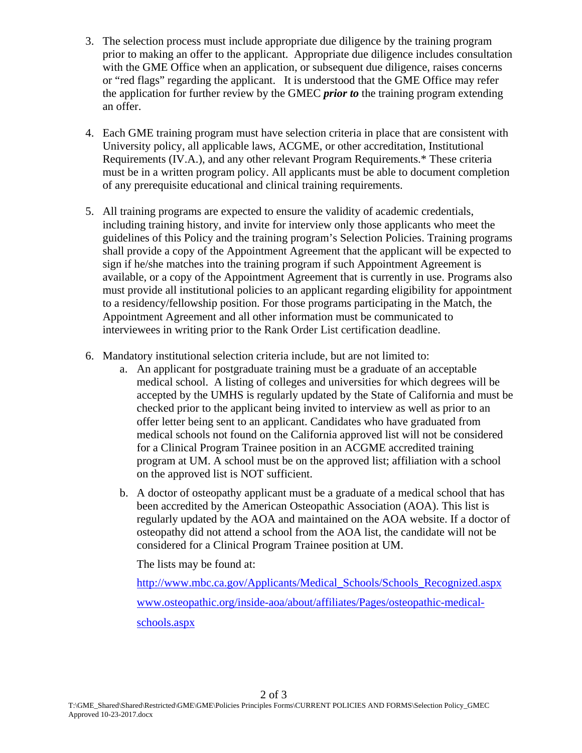3. The selection process must include appropriate due diligence by the training program prior to making an offer to the applicant. Appropriate due diligence includes consultation with the GME Office when an application, or subsequent due diligence, raises concerns or "red flags" regarding the applicant. It is understood that the GME Office may refer the application for further review by the GMEC ***prior to*** the training program extending an offer.

4. Each GME training program must have selection criteria in place that are consistent with University policy, all applicable laws, ACGME, or other accreditation, Institutional Requirements (IV.A.), and any other relevant Program Requirements.* These criteria must be in a written program policy. All applicants must be able to document completion of any prerequisite educational and clinical training requirements.

5. All training programs are expected to ensure the validity of academic credentials, including training history, and invite for interview only those applicants who meet the guidelines of this Policy and the training program's Selection Policies. Training programs shall provide a copy of the Appointment Agreement that the applicant will be expected to sign if he/she matches into the training program if such Appointment Agreement is available, or a copy of the Appointment Agreement that is currently in use. Programs also must provide all institutional policies to an applicant regarding eligibility for appointment to a residency/fellowship position. For those programs participating in the Match, the Appointment Agreement and all other information must be communicated to interviewees in writing prior to the Rank Order List certification deadline.

6. Mandatory institutional selection criteria include, but are not limited to:
   a. An applicant for postgraduate training must be a graduate of an acceptable medical school. A listing of colleges and universities for which degrees will be accepted by the UMHS is regularly updated by the State of California and must be checked prior to the applicant being invited to interview as well as prior to an offer letter being sent to an applicant. Candidates who have graduated from medical schools not found on the California approved list will not be considered for a Clinical Program Trainee position in an ACGME accredited training program at UM. A school must be on the approved list; affiliation with a school on the approved list is NOT sufficient.

   b. A doctor of osteopathy applicant must be a graduate of a medical school that has been accredited by the American Osteopathic Association (AOA). This list is regularly updated by the AOA and maintained on the AOA website. If a doctor of osteopathy did not attend a school from the AOA list, the candidate will not be considered for a Clinical Program Trainee position at UM.

      The lists may be found at:

      http://www.mbc.ca.gov/Applicants/Medical_Schools/Schools_Recognized.aspx

      www.osteopathic.org/inside-aoa/about/affiliates/Pages/osteopathic-medical-schools.aspx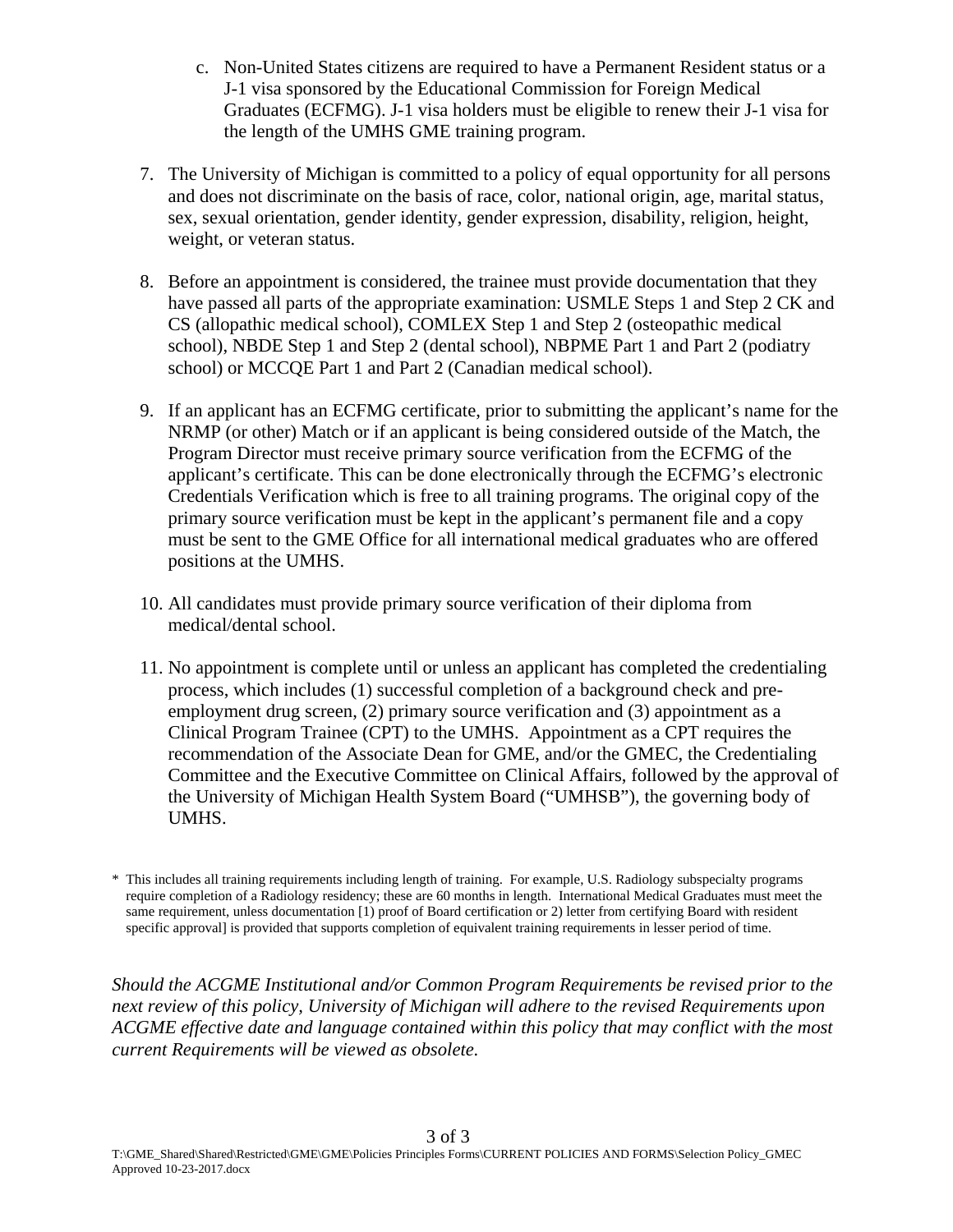c. Non-United States citizens are required to have a Permanent Resident status or a J-1 visa sponsored by the Educational Commission for Foreign Medical Graduates (ECFMG). J-1 visa holders must be eligible to renew their J-1 visa for the length of the UMHS GME training program.

7. The University of Michigan is committed to a policy of equal opportunity for all persons and does not discriminate on the basis of race, color, national origin, age, marital status, sex, sexual orientation, gender identity, gender expression, disability, religion, height, weight, or veteran status.

8. Before an appointment is considered, the trainee must provide documentation that they have passed all parts of the appropriate examination: USMLE Steps 1 and Step 2 CK and CS (allopathic medical school), COMLEX Step 1 and Step 2 (osteopathic medical school), NBDE Step 1 and Step 2 (dental school), NBPME Part 1 and Part 2 (podiatry school) or MCCQE Part 1 and Part 2 (Canadian medical school).

9. If an applicant has an ECFMG certificate, prior to submitting the applicant's name for the NRMP (or other) Match or if an applicant is being considered outside of the Match, the Program Director must receive primary source verification from the ECFMG of the applicant's certificate. This can be done electronically through the ECFMG's electronic Credentials Verification which is free to all training programs. The original copy of the primary source verification must be kept in the applicant's permanent file and a copy must be sent to the GME Office for all international medical graduates who are offered positions at the UMHS.

10. All candidates must provide primary source verification of their diploma from medical/dental school.

11. No appointment is complete until or unless an applicant has completed the credentialing process, which includes (1) successful completion of a background check and pre-employment drug screen, (2) primary source verification and (3) appointment as a Clinical Program Trainee (CPT) to the UMHS. Appointment as a CPT requires the recommendation of the Associate Dean for GME, and/or the GMEC, the Credentialing Committee and the Executive Committee on Clinical Affairs, followed by the approval of the University of Michigan Health System Board ("UMHSB"), the governing body of UMHS.

\* This includes all training requirements including length of training. For example, U.S. Radiology subspecialty programs require completion of a Radiology residency; these are 60 months in length. International Medical Graduates must meet the same requirement, unless documentation [1) proof of Board certification or 2) letter from certifying Board with resident specific approval] is provided that supports completion of equivalent training requirements in lesser period of time.

*Should the ACGME Institutional and/or Common Program Requirements be revised prior to the next review of this policy, University of Michigan will adhere to the revised Requirements upon ACGME effective date and language contained within this policy that may conflict with the most current Requirements will be viewed as obsolete.*